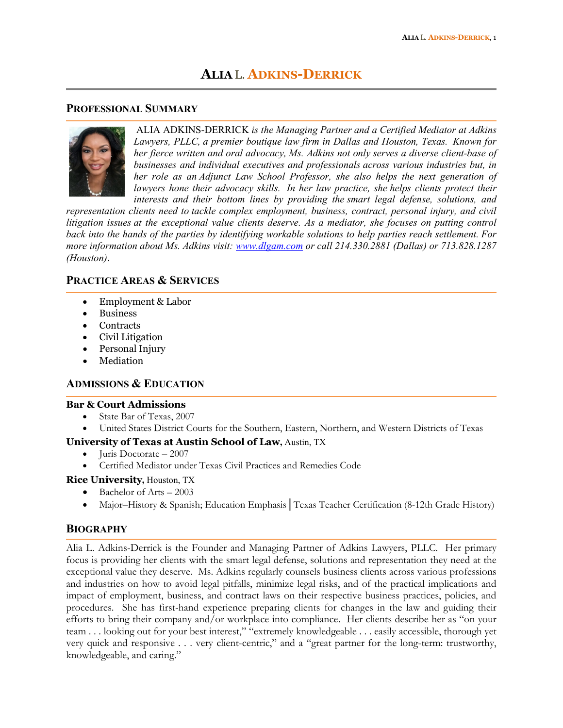# ALIA L. ADKINS-DERRICK

## PROFESSIONAL SUMMARY

ALIA ADKINS-DERRICK *is the Managing Partner and a Certified Mediator at Adkins Lawyers, PLLC, a premier boutique law firm in Dallas and Houston, Texas. Known for her fierce written and oral advocacy, Ms. Adkins not only serves a diverse client-base of businesses and individual executives and professionals across various industries but, in her role as an Adjunct Law School Professor, she also helps the next generation of lawyers hone their advocacy skills. In her law practice, she helps clients protect their interests and their bottom lines by providing the smart legal defense, solutions, and representation clients need to tackle complex employment, business, contract, personal injury, and civil litigation issues at the exceptional value clients deserve. As a mediator, she focuses on putting control back into the hands of the parties by identifying workable solutions to help parties reach settlement. For more information about Ms. Adkins visit:* [www.dlgam.com](http://www.dlgam.com) *or call 214.330.2881 (Dallas) or 713.828.1287 (Houston).*

## PRACTICE AREAS & SERVICES

- Employment & Labor
- Business
- Contracts
- Civil Litigation
- Personal Injury
- Mediation

## ADMISSIONS & EDUCATION

**Bar & Court Admissions**
- State Bar of Texas, 2007
- United States District Courts for the Southern, Eastern, Northern, and Western Districts of Texas

**University of Texas at Austin School of Law,** Austin, TX
- Juris Doctorate – 2007
- Certified Mediator under Texas Civil Practices and Remedies Code

**Rice University,** Houston, TX
- Bachelor of Arts – 2003
- Major–History & Spanish; Education Emphasis | Texas Teacher Certification (8-12th Grade History)

## BIOGRAPHY

Alia L. Adkins-Derrick is the Founder and Managing Partner of Adkins Lawyers, PLLC. Her primary focus is providing her clients with the smart legal defense, solutions and representation they need at the exceptional value they deserve. Ms. Adkins regularly counsels business clients across various professions and industries on how to avoid legal pitfalls, minimize legal risks, and of the practical implications and impact of employment, business, and contract laws on their respective business practices, policies, and procedures. She has first-hand experience preparing clients for changes in the law and guiding their efforts to bring their company and/or workplace into compliance. Her clients describe her as "on your team . . . looking out for your best interest," "extremely knowledgeable . . . easily accessible, thorough yet very quick and responsive . . . very client-centric," and a "great partner for the long-term: trustworthy, knowledgeable, and caring."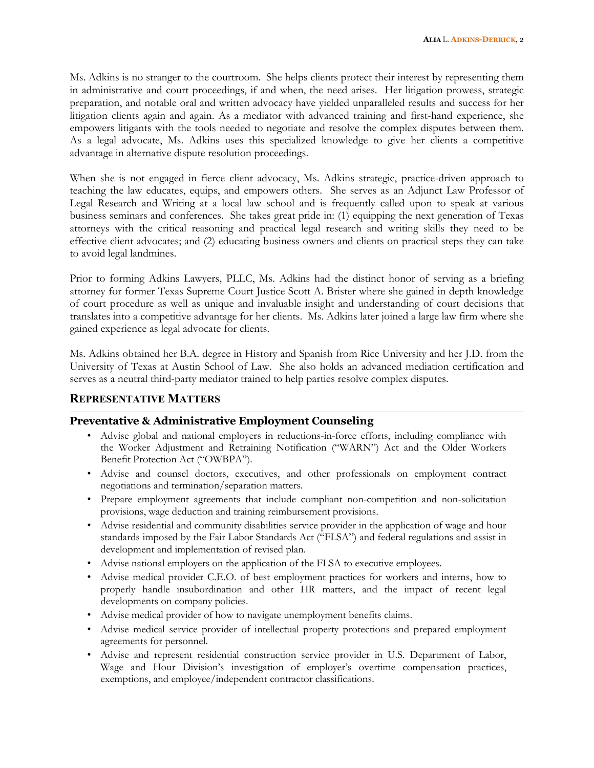Ms. Adkins is no stranger to the courtroom. She helps clients protect their interest by representing them in administrative and court proceedings, if and when, the need arises. Her litigation prowess, strategic preparation, and notable oral and written advocacy have yielded unparalleled results and success for her litigation clients again and again. As a mediator with advanced training and first-hand experience, she empowers litigants with the tools needed to negotiate and resolve the complex disputes between them. As a legal advocate, Ms. Adkins uses this specialized knowledge to give her clients a competitive advantage in alternative dispute resolution proceedings.

When she is not engaged in fierce client advocacy, Ms. Adkins strategic, practice-driven approach to teaching the law educates, equips, and empowers others. She serves as an Adjunct Law Professor of Legal Research and Writing at a local law school and is frequently called upon to speak at various business seminars and conferences. She takes great pride in: (1) equipping the next generation of Texas attorneys with the critical reasoning and practical legal research and writing skills they need to be effective client advocates; and (2) educating business owners and clients on practical steps they can take to avoid legal landmines.

Prior to forming Adkins Lawyers, PLLC, Ms. Adkins had the distinct honor of serving as a briefing attorney for former Texas Supreme Court Justice Scott A. Brister where she gained in depth knowledge of court procedure as well as unique and invaluable insight and understanding of court decisions that translates into a competitive advantage for her clients. Ms. Adkins later joined a large law firm where she gained experience as legal advocate for clients.

Ms. Adkins obtained her B.A. degree in History and Spanish from Rice University and her J.D. from the University of Texas at Austin School of Law. She also holds an advanced mediation certification and serves as a neutral third-party mediator trained to help parties resolve complex disputes.

## REPRESENTATIVE MATTERS

### Preventative & Administrative Employment Counseling

- Advise global and national employers in reductions-in-force efforts, including compliance with the Worker Adjustment and Retraining Notification ("WARN") Act and the Older Workers Benefit Protection Act ("OWBPA").
- Advise and counsel doctors, executives, and other professionals on employment contract negotiations and termination/separation matters.
- Prepare employment agreements that include compliant non-competition and non-solicitation provisions, wage deduction and training reimbursement provisions.
- Advise residential and community disabilities service provider in the application of wage and hour standards imposed by the Fair Labor Standards Act ("FLSA") and federal regulations and assist in development and implementation of revised plan.
- Advise national employers on the application of the FLSA to executive employees.
- Advise medical provider C.E.O. of best employment practices for workers and interns, how to properly handle insubordination and other HR matters, and the impact of recent legal developments on company policies.
- Advise medical provider of how to navigate unemployment benefits claims.
- Advise medical service provider of intellectual property protections and prepared employment agreements for personnel.
- Advise and represent residential construction service provider in U.S. Department of Labor, Wage and Hour Division's investigation of employer's overtime compensation practices, exemptions, and employee/independent contractor classifications.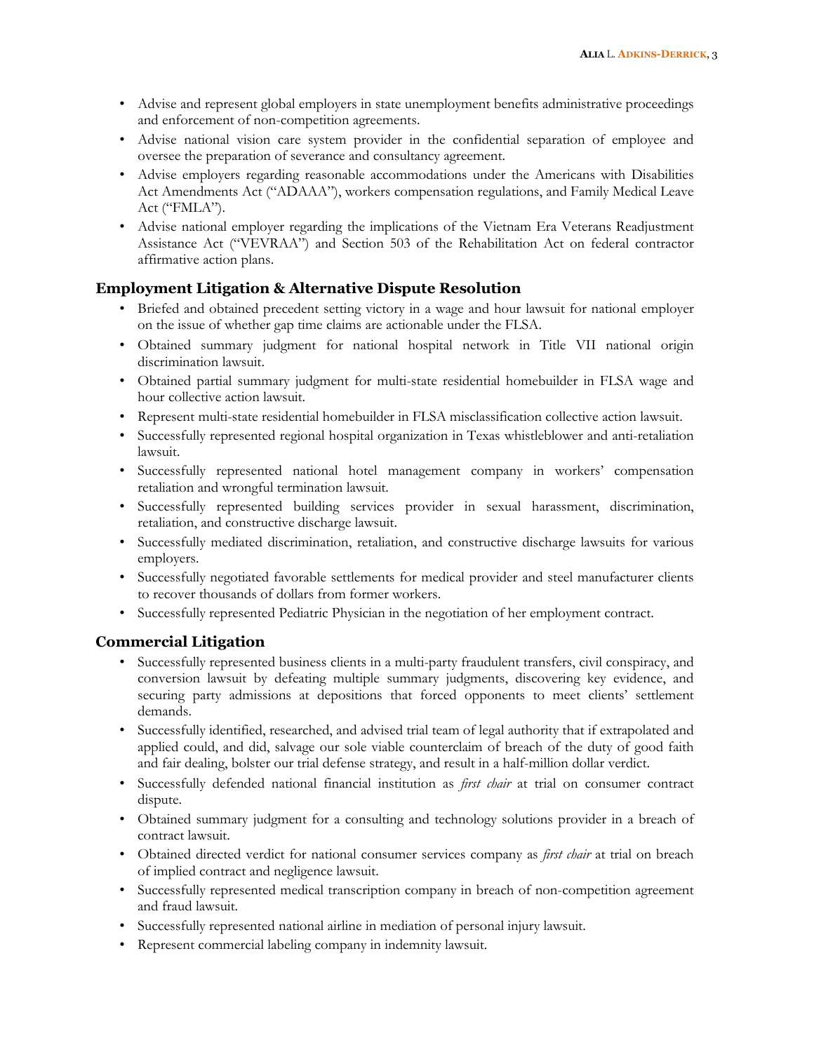- Advise and represent global employers in state unemployment benefits administrative proceedings and enforcement of non-competition agreements.
- Advise national vision care system provider in the confidential separation of employee and oversee the preparation of severance and consultancy agreement.
- Advise employers regarding reasonable accommodations under the Americans with Disabilities Act Amendments Act ("ADAAA"), workers compensation regulations, and Family Medical Leave Act ("FMLA").
- Advise national employer regarding the implications of the Vietnam Era Veterans Readjustment Assistance Act ("VEVRAA") and Section 503 of the Rehabilitation Act on federal contractor affirmative action plans.

## Employment Litigation & Alternative Dispute Resolution

- Briefed and obtained precedent setting victory in a wage and hour lawsuit for national employer on the issue of whether gap time claims are actionable under the FLSA.
- Obtained summary judgment for national hospital network in Title VII national origin discrimination lawsuit.
- Obtained partial summary judgment for multi-state residential homebuilder in FLSA wage and hour collective action lawsuit.
- Represent multi-state residential homebuilder in FLSA misclassification collective action lawsuit.
- Successfully represented regional hospital organization in Texas whistleblower and anti-retaliation lawsuit.
- Successfully represented national hotel management company in workers' compensation retaliation and wrongful termination lawsuit.
- Successfully represented building services provider in sexual harassment, discrimination, retaliation, and constructive discharge lawsuit.
- Successfully mediated discrimination, retaliation, and constructive discharge lawsuits for various employers.
- Successfully negotiated favorable settlements for medical provider and steel manufacturer clients to recover thousands of dollars from former workers.
- Successfully represented Pediatric Physician in the negotiation of her employment contract.

## Commercial Litigation

- Successfully represented business clients in a multi-party fraudulent transfers, civil conspiracy, and conversion lawsuit by defeating multiple summary judgments, discovering key evidence, and securing party admissions at depositions that forced opponents to meet clients' settlement demands.
- Successfully identified, researched, and advised trial team of legal authority that if extrapolated and applied could, and did, salvage our sole viable counterclaim of breach of the duty of good faith and fair dealing, bolster our trial defense strategy, and result in a half-million dollar verdict.
- Successfully defended national financial institution as *first chair* at trial on consumer contract dispute.
- Obtained summary judgment for a consulting and technology solutions provider in a breach of contract lawsuit.
- Obtained directed verdict for national consumer services company as *first chair* at trial on breach of implied contract and negligence lawsuit.
- Successfully represented medical transcription company in breach of non-competition agreement and fraud lawsuit.
- Successfully represented national airline in mediation of personal injury lawsuit.
- Represent commercial labeling company in indemnity lawsuit.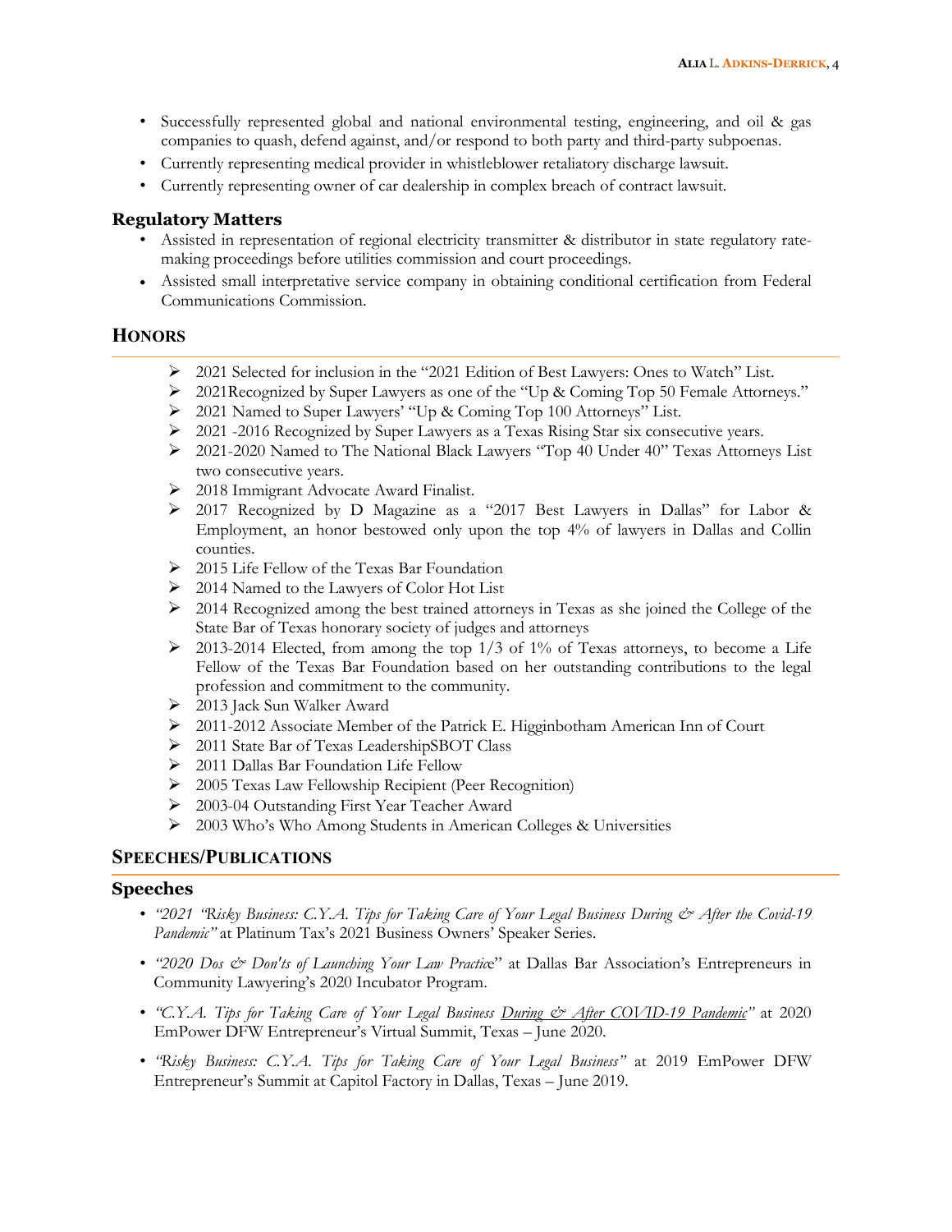- Successfully represented global and national environmental testing, engineering, and oil & gas companies to quash, defend against, and/or respond to both party and third-party subpoenas.
- Currently representing medical provider in whistleblower retaliatory discharge lawsuit.
- Currently representing owner of car dealership in complex breach of contract lawsuit.

### Regulatory Matters

- Assisted in representation of regional electricity transmitter & distributor in state regulatory rate-making proceedings before utilities commission and court proceedings.
- Assisted small interpretative service company in obtaining conditional certification from Federal Communications Commission.

## HONORS

- 2021 Selected for inclusion in the "2021 Edition of Best Lawyers: Ones to Watch" List.
- 2021Recognized by Super Lawyers as one of the "Up & Coming Top 50 Female Attorneys."
- 2021 Named to Super Lawyers' "Up & Coming Top 100 Attorneys" List.
- 2021 -2016 Recognized by Super Lawyers as a Texas Rising Star six consecutive years.
- 2021-2020 Named to The National Black Lawyers "Top 40 Under 40" Texas Attorneys List two consecutive years.
- 2018 Immigrant Advocate Award Finalist.
- 2017 Recognized by D Magazine as a "2017 Best Lawyers in Dallas" for Labor & Employment, an honor bestowed only upon the top 4% of lawyers in Dallas and Collin counties.
- 2015 Life Fellow of the Texas Bar Foundation
- 2014 Named to the Lawyers of Color Hot List
- 2014 Recognized among the best trained attorneys in Texas as she joined the College of the State Bar of Texas honorary society of judges and attorneys
- 2013-2014 Elected, from among the top 1/3 of 1% of Texas attorneys, to become a Life Fellow of the Texas Bar Foundation based on her outstanding contributions to the legal profession and commitment to the community.
- 2013 Jack Sun Walker Award
- 2011-2012 Associate Member of the Patrick E. Higginbotham American Inn of Court
- 2011 State Bar of Texas LeadershipSBOT Class
- 2011 Dallas Bar Foundation Life Fellow
- 2005 Texas Law Fellowship Recipient (Peer Recognition)
- 2003-04 Outstanding First Year Teacher Award
- 2003 Who's Who Among Students in American Colleges & Universities

## SPEECHES/PUBLICATIONS

### Speeches

- *"2021 "Risky Business: C.Y.A. Tips for Taking Care of Your Legal Business During & After the Covid-19 Pandemic"* at Platinum Tax's 2021 Business Owners' Speaker Series.
- *"2020 Dos & Don'ts of Launching Your Law Practic*e" at Dallas Bar Association's Entrepreneurs in Community Lawyering's 2020 Incubator Program.
- *"C.Y.A. Tips for Taking Care of Your Legal Business During & After COVID-19 Pandemic"* at 2020 EmPower DFW Entrepreneur's Virtual Summit, Texas – June 2020.
- *"Risky Business: C.Y.A. Tips for Taking Care of Your Legal Business"* at 2019 EmPower DFW Entrepreneur's Summit at Capitol Factory in Dallas, Texas – June 2019.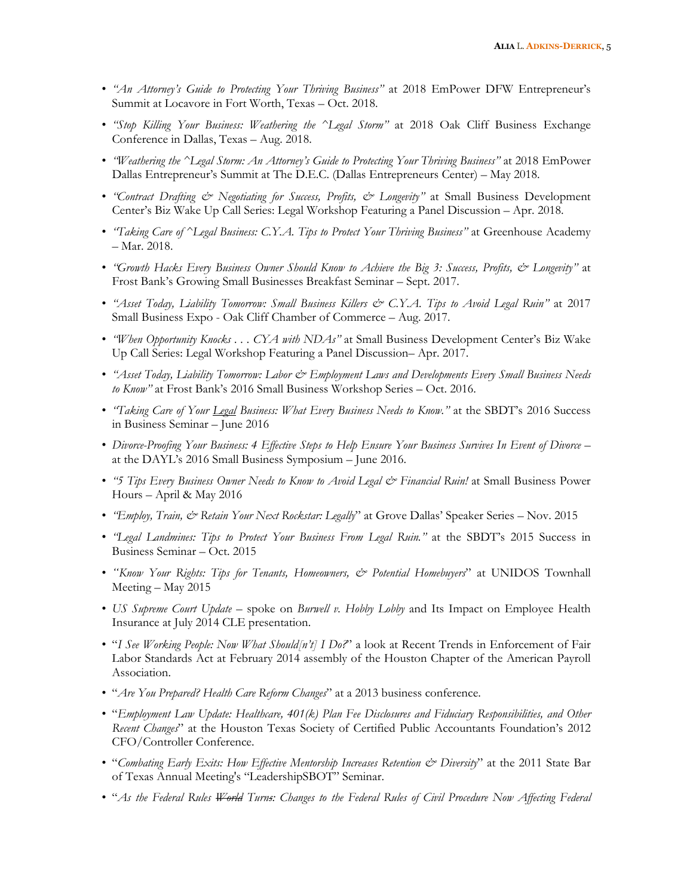- *"An Attorney's Guide to Protecting Your Thriving Business"* at 2018 EmPower DFW Entrepreneur's Summit at Locavore in Fort Worth, Texas – Oct. 2018.
- *"Stop Killing Your Business: Weathering the ^Legal Storm"* at 2018 Oak Cliff Business Exchange Conference in Dallas, Texas – Aug. 2018.
- *"Weathering the ^Legal Storm: An Attorney's Guide to Protecting Your Thriving Business"* at 2018 EmPower Dallas Entrepreneur's Summit at The D.E.C. (Dallas Entrepreneurs Center) – May 2018.
- *"Contract Drafting & Negotiating for Success, Profits, & Longevity"* at Small Business Development Center's Biz Wake Up Call Series: Legal Workshop Featuring a Panel Discussion – Apr. 2018.
- *"Taking Care of ^Legal Business: C.Y.A. Tips to Protect Your Thriving Business"* at Greenhouse Academy – Mar. 2018.
- *"Growth Hacks Every Business Owner Should Know to Achieve the Big 3: Success, Profits, & Longevity"* at Frost Bank's Growing Small Businesses Breakfast Seminar – Sept. 2017.
- *"Asset Today, Liability Tomorrow: Small Business Killers & C.Y.A. Tips to Avoid Legal Ruin"* at 2017 Small Business Expo - Oak Cliff Chamber of Commerce – Aug. 2017.
- *"When Opportunity Knocks . . . CYA with NDAs"* at Small Business Development Center's Biz Wake Up Call Series: Legal Workshop Featuring a Panel Discussion– Apr. 2017.
- *"Asset Today, Liability Tomorrow: Labor & Employment Laws and Developments Every Small Business Needs to Know"* at Frost Bank's 2016 Small Business Workshop Series – Oct. 2016.
- *"Taking Care of Your <u>Legal</u> Business: What Every Business Needs to Know."* at the SBDT's 2016 Success in Business Seminar – June 2016
- *Divorce-Proofing Your Business: 4 Effective Steps to Help Ensure Your Business Survives In Event of Divorce* – at the DAYL's 2016 Small Business Symposium – June 2016.
- *"5 Tips Every Business Owner Needs to Know to Avoid Legal & Financial Ruin!* at Small Business Power Hours – April & May 2016
- *"Employ, Train, & Retain Your Next Rockstar: Legally*" at Grove Dallas' Speaker Series – Nov. 2015
- *"Legal Landmines: Tips to Protect Your Business From Legal Ruin."* at the SBDT's 2015 Success in Business Seminar – Oct. 2015
- *"Know Your Rights: Tips for Tenants, Homeowners, & Potential Homebuyers*" at UNIDOS Townhall Meeting – May 2015
- *US Supreme Court Update* – spoke on *Burwell v. Hobby Lobby* and Its Impact on Employee Health Insurance at July 2014 CLE presentation.
- "*I See Working People: Now What Should[n't] I Do?*" a look at Recent Trends in Enforcement of Fair Labor Standards Act at February 2014 assembly of the Houston Chapter of the American Payroll Association.
- "*Are You Prepared? Health Care Reform Changes*" at a 2013 business conference.
- "*Employment Law Update: Healthcare, 401(k) Plan Fee Disclosures and Fiduciary Responsibilities, and Other Recent Changes*" at the Houston Texas Society of Certified Public Accountants Foundation's 2012 CFO/Controller Conference.
- "*Combating Early Exits: How Effective Mentorship Increases Retention & Diversity*" at the 2011 State Bar of Texas Annual Meeting's "LeadershipSBOT" Seminar.
- "*As the Federal Rules ~~World~~ Turns: Changes to the Federal Rules of Civil Procedure Now Affecting Federal*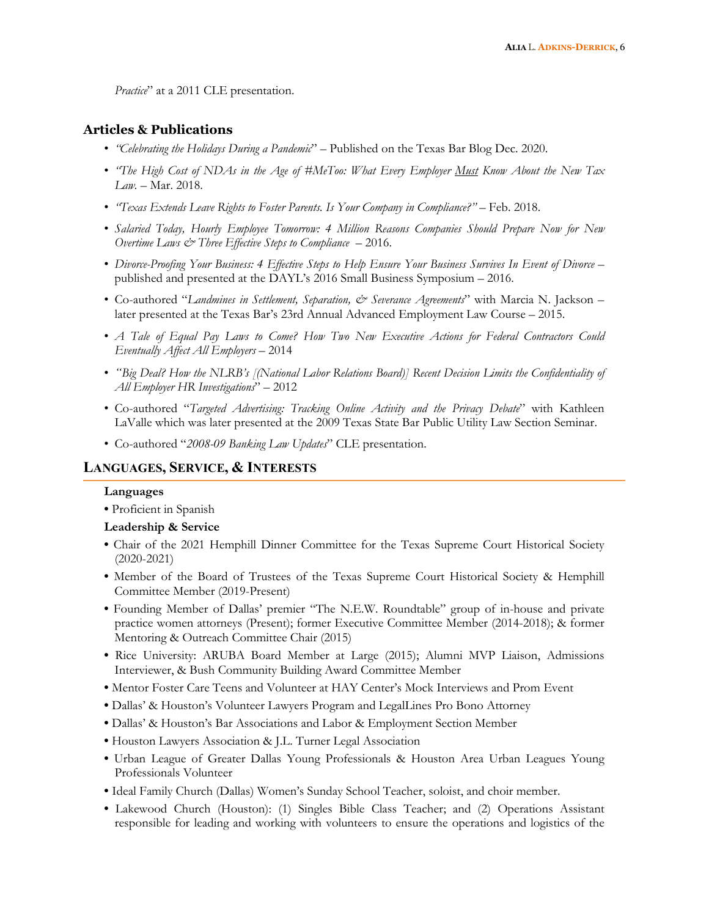*Practice*" at a 2011 CLE presentation.

## Articles & Publications

- *"Celebrating the Holidays During a Pandemic*" – Published on the Texas Bar Blog Dec. 2020.
- *"The High Cost of NDAs in the Age of #MeToo: What Every Employer Must Know About the New Tax Law*. – Mar. 2018.
- *"Texas Extends Leave Rights to Foster Parents. Is Your Company in Compliance?"* – Feb. 2018.
- *Salaried Today, Hourly Employee Tomorrow: 4 Million Reasons Companies Should Prepare Now for New Overtime Laws & Three Effective Steps to Compliance* – 2016.
- *Divorce-Proofing Your Business: 4 Effective Steps to Help Ensure Your Business Survives In Event of Divorce* – published and presented at the DAYL's 2016 Small Business Symposium – 2016.
- Co-authored "*Landmines in Settlement, Separation, & Severance Agreements*" with Marcia N. Jackson – later presented at the Texas Bar's 23rd Annual Advanced Employment Law Course – 2015.
- *A Tale of Equal Pay Laws to Come? How Two New Executive Actions for Federal Contractors Could Eventually Affect All Employers* – 2014
- *"Big Deal? How the NLRB's [(National Labor Relations Board)] Recent Decision Limits the Confidentiality of All Employer HR Investigations*" – 2012
- Co-authored "*Targeted Advertising: Tracking Online Activity and the Privacy Debate*" with Kathleen LaValle which was later presented at the 2009 Texas State Bar Public Utility Law Section Seminar.
- Co-authored "*2008-09 Banking Law Updates*" CLE presentation.

## LANGUAGES, SERVICE, & INTERESTS

**Languages**

- Proficient in Spanish

**Leadership & Service**

- Chair of the 2021 Hemphill Dinner Committee for the Texas Supreme Court Historical Society (2020-2021)
- Member of the Board of Trustees of the Texas Supreme Court Historical Society & Hemphill Committee Member (2019-Present)
- Founding Member of Dallas' premier "The N.E.W. Roundtable" group of in-house and private practice women attorneys (Present); former Executive Committee Member (2014-2018); & former Mentoring & Outreach Committee Chair (2015)
- Rice University: ARUBA Board Member at Large (2015); Alumni MVP Liaison, Admissions Interviewer, & Bush Community Building Award Committee Member
- Mentor Foster Care Teens and Volunteer at HAY Center's Mock Interviews and Prom Event
- Dallas' & Houston's Volunteer Lawyers Program and LegalLines Pro Bono Attorney
- Dallas' & Houston's Bar Associations and Labor & Employment Section Member
- Houston Lawyers Association & J.L. Turner Legal Association
- Urban League of Greater Dallas Young Professionals & Houston Area Urban Leagues Young Professionals Volunteer
- Ideal Family Church (Dallas) Women's Sunday School Teacher, soloist, and choir member.
- Lakewood Church (Houston): (1) Singles Bible Class Teacher; and (2) Operations Assistant responsible for leading and working with volunteers to ensure the operations and logistics of the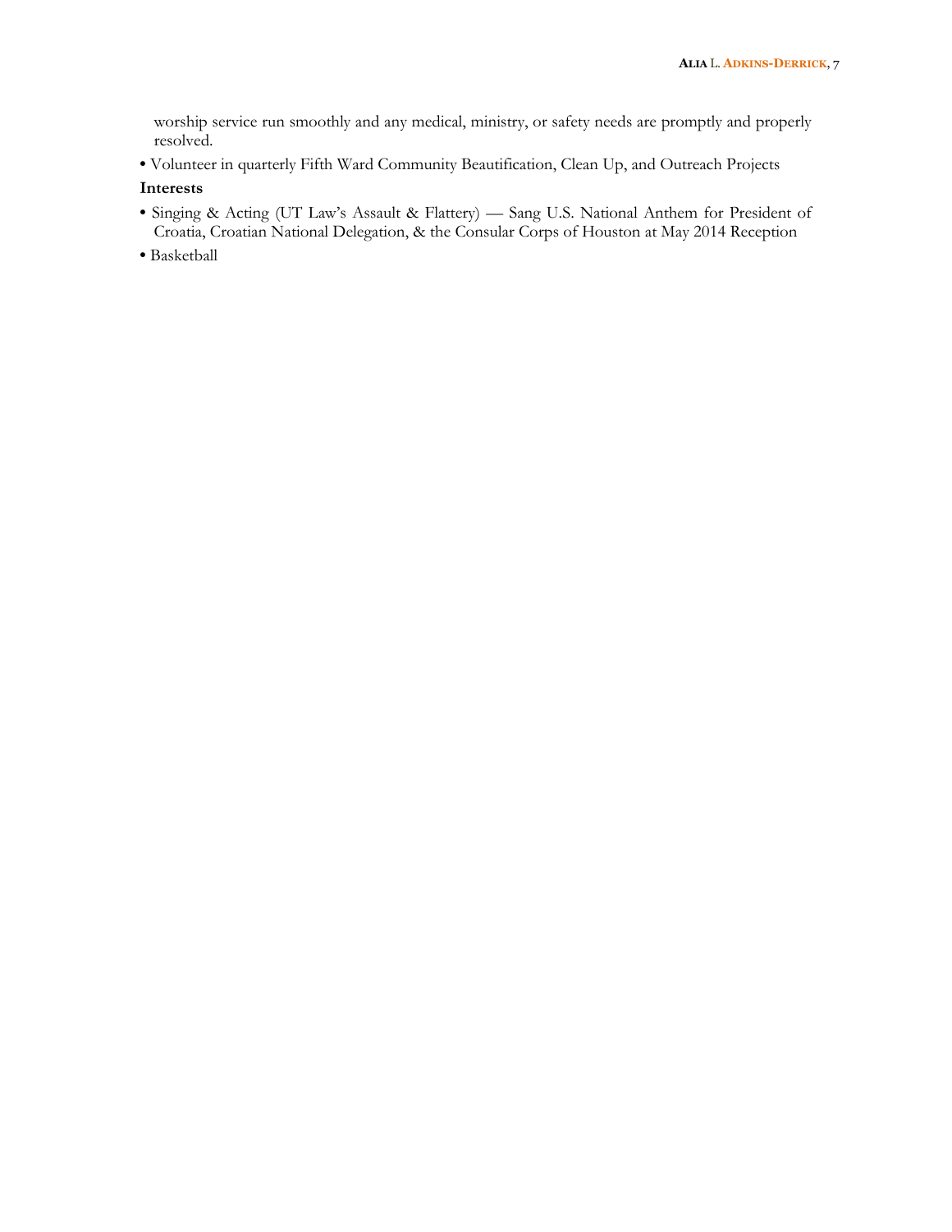worship service run smoothly and any medical, ministry, or safety needs are promptly and properly resolved.

- Volunteer in quarterly Fifth Ward Community Beautification, Clean Up, and Outreach Projects

**Interests**

- Singing & Acting (UT Law's Assault & Flattery) — Sang U.S. National Anthem for President of Croatia, Croatian National Delegation, & the Consular Corps of Houston at May 2014 Reception
- Basketball